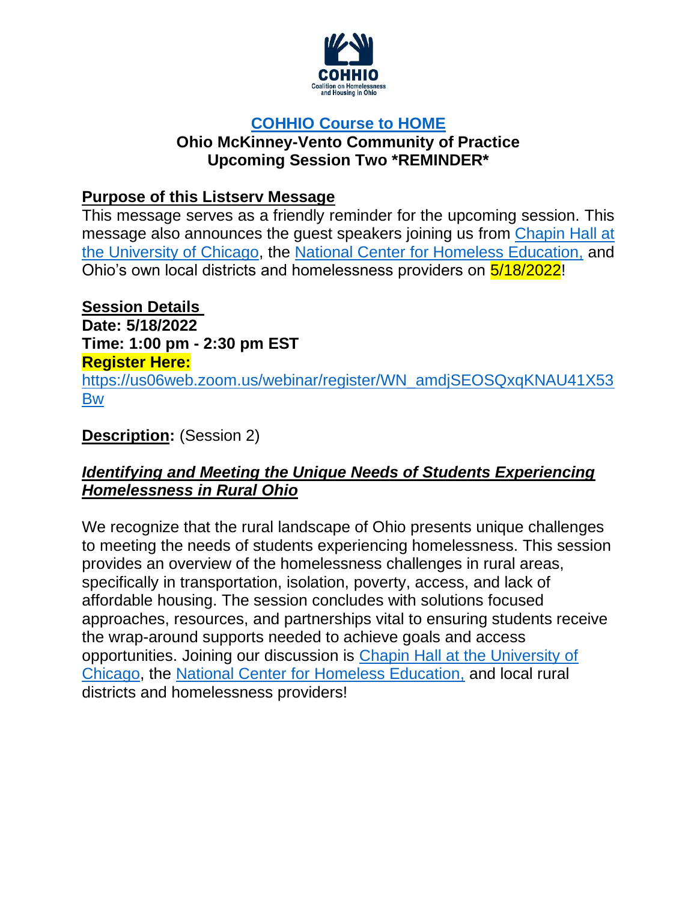COHHIO
Coalition on Homelessness and Housing in Ohio

# COHHIO Course to HOME

## Ohio McKinney-Vento Community of Practice
## Upcoming Session Two *REMINDER*

**Purpose of this Listserv Message**

This message serves as a friendly reminder for the upcoming session. This message also announces the guest speakers joining us from Chapin Hall at the University of Chicago, the National Center for Homeless Education, and Ohio's own local districts and homelessness providers on 5/18/2022!

**Session Details**

**Date: 5/18/2022**

**Time: 1:00 pm - 2:30 pm EST**

**Register Here:**

https://us06web.zoom.us/webinar/register/WN_amdjSEOSQxqKNAU41X53Bw

**Description:** (Session 2)

***Identifying and Meeting the Unique Needs of Students Experiencing Homelessness in Rural Ohio***

We recognize that the rural landscape of Ohio presents unique challenges to meeting the needs of students experiencing homelessness. This session provides an overview of the homelessness challenges in rural areas, specifically in transportation, isolation, poverty, access, and lack of affordable housing. The session concludes with solutions focused approaches, resources, and partnerships vital to ensuring students receive the wrap-around supports needed to achieve goals and access opportunities. Joining our discussion is Chapin Hall at the University of Chicago, the National Center for Homeless Education, and local rural districts and homelessness providers!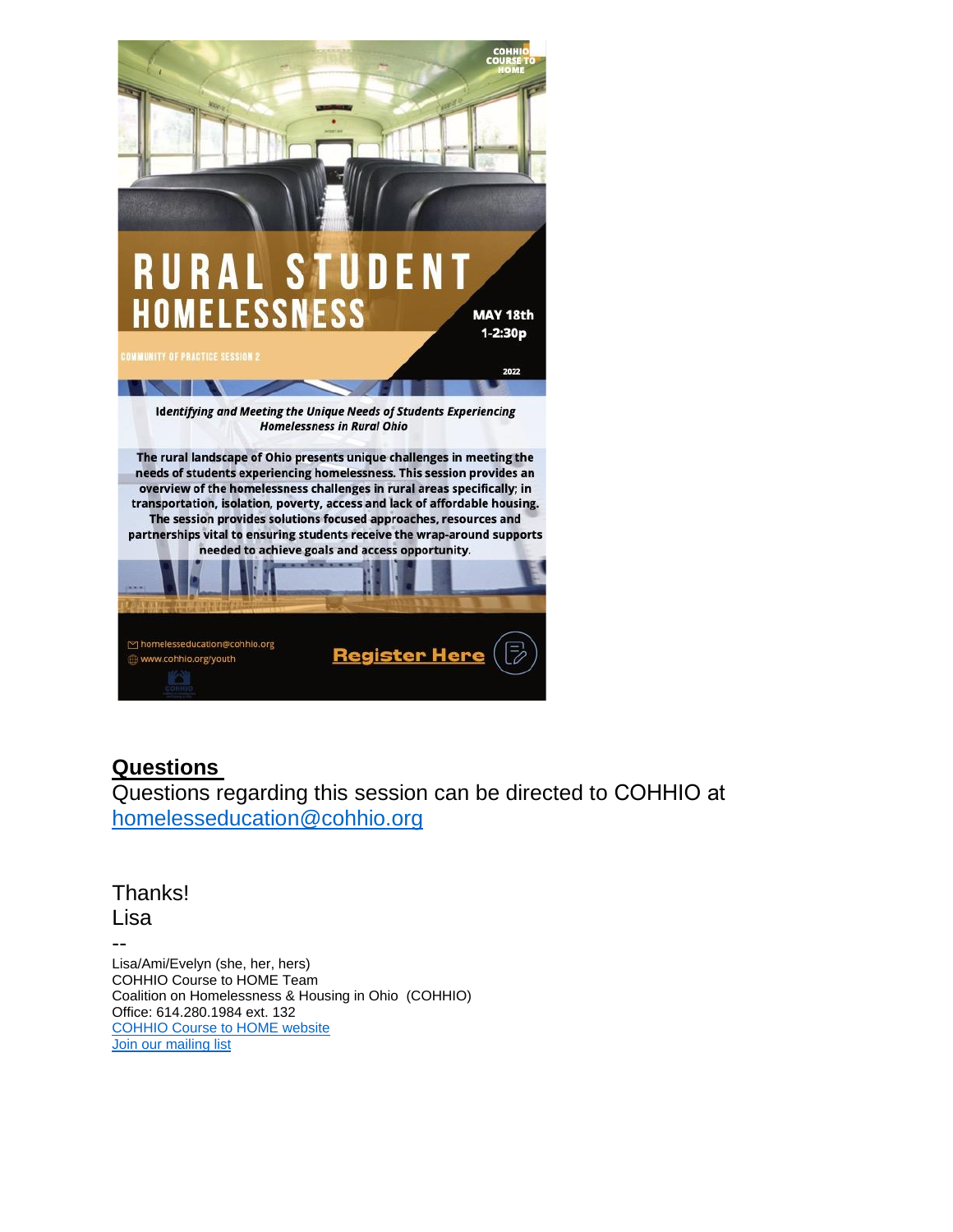COHHIO COURSE TO HOME

# RURAL STUDENT HOMELESSNESS

MAY 18th
1-2:30p

COMMUNITY OF PRACTICE SESSION 2

2022

***Identifying and Meeting the Unique Needs of Students Experiencing Homelessness in Rural Ohio***

**The rural landscape of Ohio presents unique challenges in meeting the needs of students experiencing homelessness. This session provides an overview of the homelessness challenges in rural areas specifically; in transportation, isolation, poverty, access and lack of affordable housing. The session provides solutions focused approaches, resources and partnerships vital to ensuring students receive the wrap-around supports needed to achieve goals and access opportunity.**

homelesseducation@cohhio.org
www.cohhio.org/youth

**Register Here**

## Questions

Questions regarding this session can be directed to COHHIO at homelesseducation@cohhio.org

Thanks!
Lisa

--
Lisa/Ami/Evelyn (she, her, hers)
COHHIO Course to HOME Team
Coalition on Homelessness & Housing in Ohio (COHHIO)
Office: 614.280.1984 ext. 132
COHHIO Course to HOME website
Join our mailing list